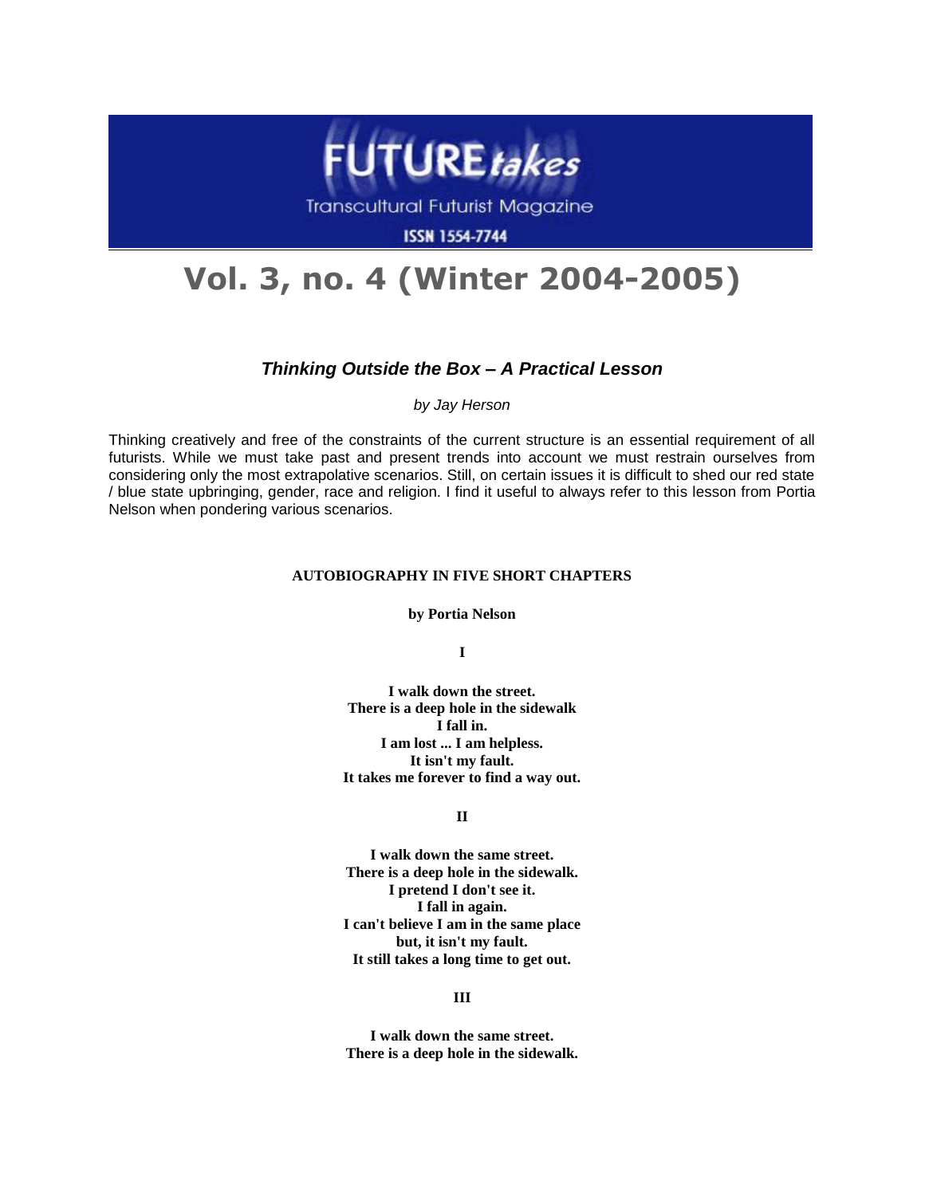FUTURE*takes*

Transcultural Futurist Magazine

ISSN 1554-7744

# Vol. 3, no. 4 (Winter 2004-2005)

## ***Thinking Outside the Box – A Practical Lesson***

*by Jay Herson*

Thinking creatively and free of the constraints of the current structure is an essential requirement of all futurists. While we must take past and present trends into account we must restrain ourselves from considering only the most extrapolative scenarios. Still, on certain issues it is difficult to shed our red state / blue state upbringing, gender, race and religion. I find it useful to always refer to this lesson from Portia Nelson when pondering various scenarios.

### AUTOBIOGRAPHY IN FIVE SHORT CHAPTERS

**by Portia Nelson**

**I**

**I walk down the street.**
**There is a deep hole in the sidewalk**
**I fall in.**
**I am lost ... I am helpless.**
**It isn't my fault.**
**It takes me forever to find a way out.**

**II**

**I walk down the same street.**
**There is a deep hole in the sidewalk.**
**I pretend I don't see it.**
**I fall in again.**
**I can't believe I am in the same place**
**but, it isn't my fault.**
**It still takes a long time to get out.**

**III**

**I walk down the same street.**
**There is a deep hole in the sidewalk.**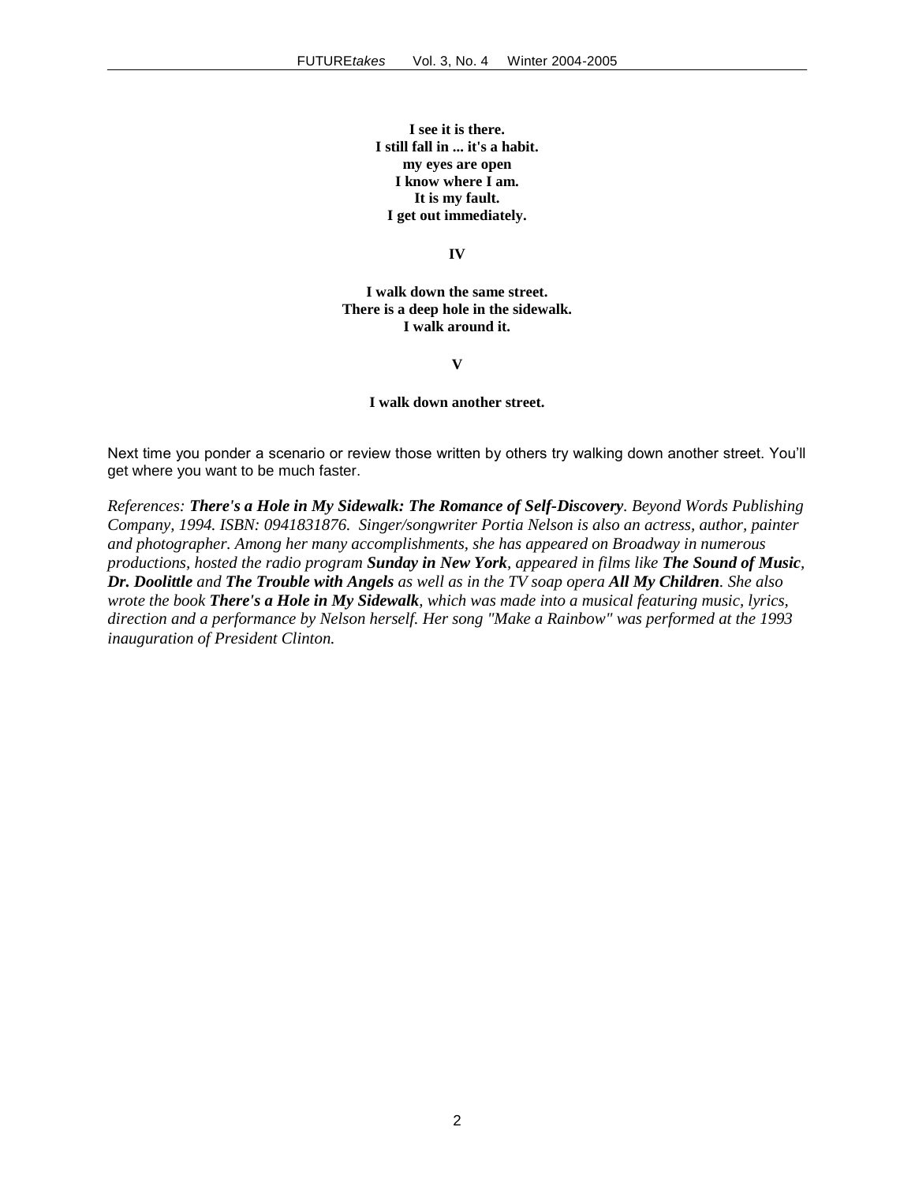**I see it is there.**
**I still fall in ... it's a habit.**
**my eyes are open**
**I know where I am.**
**It is my fault.**
**I get out immediately.**

**IV**

**I walk down the same street.**
**There is a deep hole in the sidewalk.**
**I walk around it.**

**V**

**I walk down another street.**

Next time you ponder a scenario or review those written by others try walking down another street. You'll get where you want to be much faster.

*References: **There's a Hole in My Sidewalk: The Romance of Self-Discovery**. Beyond Words Publishing Company, 1994. ISBN: 0941831876. Singer/songwriter Portia Nelson is also an actress, author, painter and photographer. Among her many accomplishments, she has appeared on Broadway in numerous productions, hosted the radio program **Sunday in New York**, appeared in films like **The Sound of Music**, **Dr. Doolittle** and **The Trouble with Angels** as well as in the TV soap opera **All My Children**. She also wrote the book **There's a Hole in My Sidewalk**, which was made into a musical featuring music, lyrics, direction and a performance by Nelson herself. Her song "Make a Rainbow" was performed at the 1993 inauguration of President Clinton.*